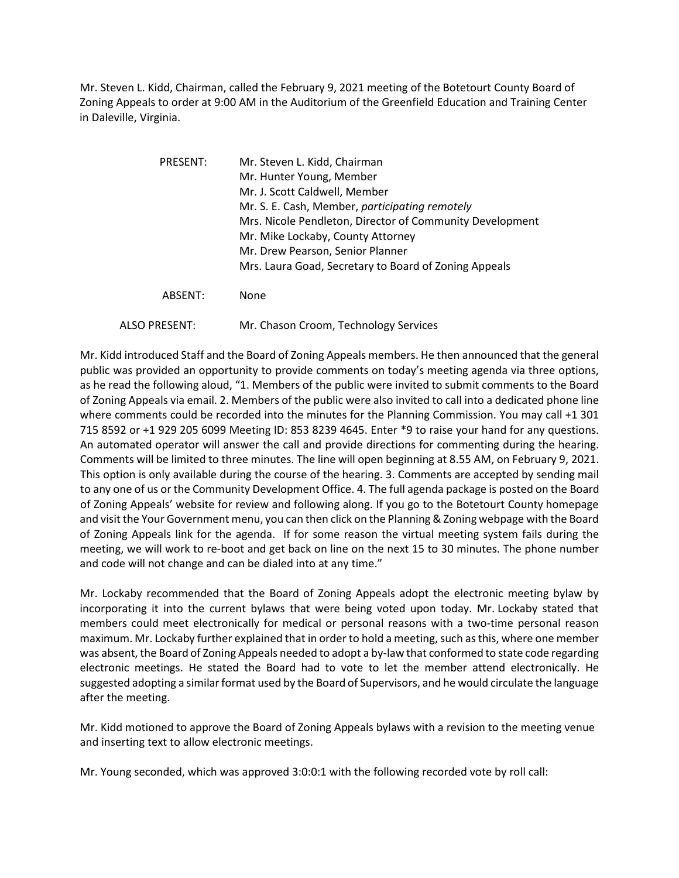Mr. Steven L. Kidd, Chairman, called the February 9, 2021 meeting of the Botetourt County Board of Zoning Appeals to order at 9:00 AM in the Auditorium of the Greenfield Education and Training Center in Daleville, Virginia.

| | |
|---|---|
| PRESENT: | Mr. Steven L. Kidd, Chairman |
| | Mr. Hunter Young, Member |
| | Mr. J. Scott Caldwell, Member |
| | Mr. S. E. Cash, Member, *participating remotely* |
| | Mrs. Nicole Pendleton, Director of Community Development |
| | Mr. Mike Lockaby, County Attorney |
| | Mr. Drew Pearson, Senior Planner |
| | Mrs. Laura Goad, Secretary to Board of Zoning Appeals |
| ABSENT: | None |
| ALSO PRESENT: | Mr. Chason Croom, Technology Services |

Mr. Kidd introduced Staff and the Board of Zoning Appeals members. He then announced that the general public was provided an opportunity to provide comments on today's meeting agenda via three options, as he read the following aloud, "1. Members of the public were invited to submit comments to the Board of Zoning Appeals via email. 2. Members of the public were also invited to call into a dedicated phone line where comments could be recorded into the minutes for the Planning Commission. You may call +1 301 715 8592 or +1 929 205 6099 Meeting ID: 853 8239 4645. Enter *9 to raise your hand for any questions. An automated operator will answer the call and provide directions for commenting during the hearing. Comments will be limited to three minutes. The line will open beginning at 8.55 AM, on February 9, 2021. This option is only available during the course of the hearing. 3. Comments are accepted by sending mail to any one of us or the Community Development Office. 4. The full agenda package is posted on the Board of Zoning Appeals' website for review and following along. If you go to the Botetourt County homepage and visit the Your Government menu, you can then click on the Planning & Zoning webpage with the Board of Zoning Appeals link for the agenda. If for some reason the virtual meeting system fails during the meeting, we will work to re-boot and get back on line on the next 15 to 30 minutes. The phone number and code will not change and can be dialed into at any time."

Mr. Lockaby recommended that the Board of Zoning Appeals adopt the electronic meeting bylaw by incorporating it into the current bylaws that were being voted upon today. Mr. Lockaby stated that members could meet electronically for medical or personal reasons with a two-time personal reason maximum. Mr. Lockaby further explained that in order to hold a meeting, such as this, where one member was absent, the Board of Zoning Appeals needed to adopt a by-law that conformed to state code regarding electronic meetings. He stated the Board had to vote to let the member attend electronically. He suggested adopting a similar format used by the Board of Supervisors, and he would circulate the language after the meeting.

Mr. Kidd motioned to approve the Board of Zoning Appeals bylaws with a revision to the meeting venue and inserting text to allow electronic meetings.

Mr. Young seconded, which was approved 3:0:0:1 with the following recorded vote by roll call: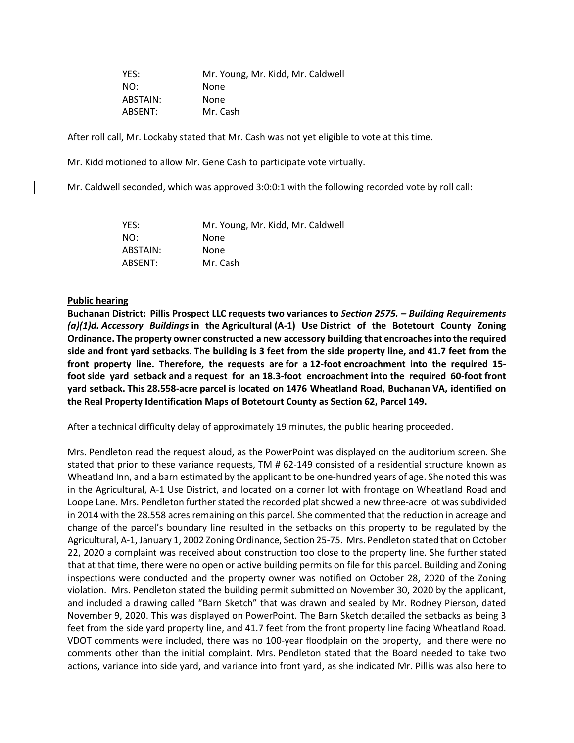| | |
|---|---|
| YES: | Mr. Young, Mr. Kidd, Mr. Caldwell |
| NO: | None |
| ABSTAIN: | None |
| ABSENT: | Mr. Cash |

After roll call, Mr. Lockaby stated that Mr. Cash was not yet eligible to vote at this time.

Mr. Kidd motioned to allow Mr. Gene Cash to participate vote virtually.

Mr. Caldwell seconded, which was approved 3:0:0:1 with the following recorded vote by roll call:

| | |
|---|---|
| YES: | Mr. Young, Mr. Kidd, Mr. Caldwell |
| NO: | None |
| ABSTAIN: | None |
| ABSENT: | Mr. Cash |

**Public hearing**

**Buchanan District: Pillis Prospect LLC requests two variances to *Section 2575. – Building Requirements (a)(1)d. Accessory Buildings* in the Agricultural (A-1) Use District of the Botetourt County Zoning Ordinance. The property owner constructed a new accessory building that encroaches into the required side and front yard setbacks. The building is 3 feet from the side property line, and 41.7 feet from the front property line. Therefore, the requests are for a 12-foot encroachment into the required 15-foot side yard setback and a request for an 18.3-foot encroachment into the required 60-foot front yard setback. This 28.558-acre parcel is located on 1476 Wheatland Road, Buchanan VA, identified on the Real Property Identification Maps of Botetourt County as Section 62, Parcel 149.**

After a technical difficulty delay of approximately 19 minutes, the public hearing proceeded.

Mrs. Pendleton read the request aloud, as the PowerPoint was displayed on the auditorium screen. She stated that prior to these variance requests, TM # 62-149 consisted of a residential structure known as Wheatland Inn, and a barn estimated by the applicant to be one-hundred years of age. She noted this was in the Agricultural, A-1 Use District, and located on a corner lot with frontage on Wheatland Road and Loope Lane. Mrs. Pendleton further stated the recorded plat showed a new three-acre lot was subdivided in 2014 with the 28.558 acres remaining on this parcel. She commented that the reduction in acreage and change of the parcel's boundary line resulted in the setbacks on this property to be regulated by the Agricultural, A-1, January 1, 2002 Zoning Ordinance, Section 25-75. Mrs. Pendleton stated that on October 22, 2020 a complaint was received about construction too close to the property line. She further stated that at that time, there were no open or active building permits on file for this parcel. Building and Zoning inspections were conducted and the property owner was notified on October 28, 2020 of the Zoning violation. Mrs. Pendleton stated the building permit submitted on November 30, 2020 by the applicant, and included a drawing called "Barn Sketch" that was drawn and sealed by Mr. Rodney Pierson, dated November 9, 2020. This was displayed on PowerPoint. The Barn Sketch detailed the setbacks as being 3 feet from the side yard property line, and 41.7 feet from the front property line facing Wheatland Road. VDOT comments were included, there was no 100-year floodplain on the property, and there were no comments other than the initial complaint. Mrs. Pendleton stated that the Board needed to take two actions, variance into side yard, and variance into front yard, as she indicated Mr. Pillis was also here to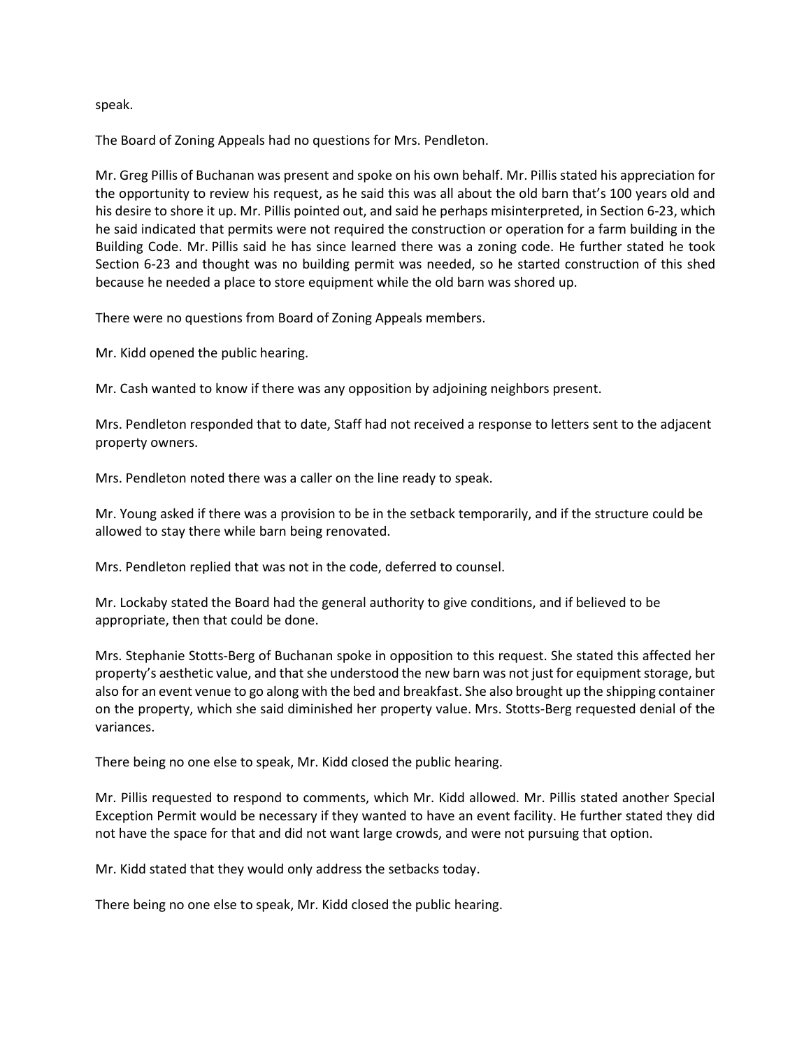speak.

The Board of Zoning Appeals had no questions for Mrs. Pendleton.

Mr. Greg Pillis of Buchanan was present and spoke on his own behalf. Mr. Pillis stated his appreciation for the opportunity to review his request, as he said this was all about the old barn that's 100 years old and his desire to shore it up. Mr. Pillis pointed out, and said he perhaps misinterpreted, in Section 6-23, which he said indicated that permits were not required the construction or operation for a farm building in the Building Code. Mr. Pillis said he has since learned there was a zoning code. He further stated he took Section 6-23 and thought was no building permit was needed, so he started construction of this shed because he needed a place to store equipment while the old barn was shored up.

There were no questions from Board of Zoning Appeals members.

Mr. Kidd opened the public hearing.

Mr. Cash wanted to know if there was any opposition by adjoining neighbors present.

Mrs. Pendleton responded that to date, Staff had not received a response to letters sent to the adjacent property owners.

Mrs. Pendleton noted there was a caller on the line ready to speak.

Mr. Young asked if there was a provision to be in the setback temporarily, and if the structure could be allowed to stay there while barn being renovated.

Mrs. Pendleton replied that was not in the code, deferred to counsel.

Mr. Lockaby stated the Board had the general authority to give conditions, and if believed to be appropriate, then that could be done.

Mrs. Stephanie Stotts-Berg of Buchanan spoke in opposition to this request. She stated this affected her property's aesthetic value, and that she understood the new barn was not just for equipment storage, but also for an event venue to go along with the bed and breakfast. She also brought up the shipping container on the property, which she said diminished her property value. Mrs. Stotts-Berg requested denial of the variances.

There being no one else to speak, Mr. Kidd closed the public hearing.

Mr. Pillis requested to respond to comments, which Mr. Kidd allowed. Mr. Pillis stated another Special Exception Permit would be necessary if they wanted to have an event facility. He further stated they did not have the space for that and did not want large crowds, and were not pursuing that option.

Mr. Kidd stated that they would only address the setbacks today.

There being no one else to speak, Mr. Kidd closed the public hearing.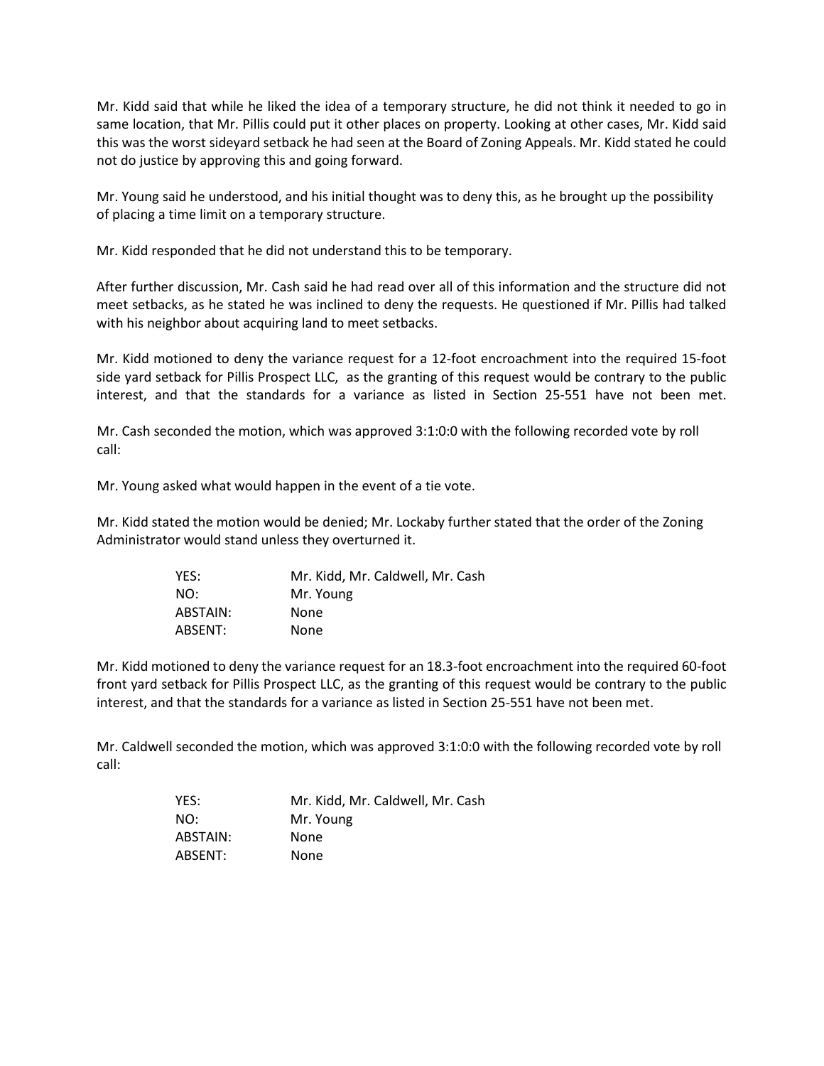Mr. Kidd said that while he liked the idea of a temporary structure, he did not think it needed to go in same location, that Mr. Pillis could put it other places on property. Looking at other cases, Mr. Kidd said this was the worst sideyard setback he had seen at the Board of Zoning Appeals. Mr. Kidd stated he could not do justice by approving this and going forward.

Mr. Young said he understood, and his initial thought was to deny this, as he brought up the possibility of placing a time limit on a temporary structure.

Mr. Kidd responded that he did not understand this to be temporary.

After further discussion, Mr. Cash said he had read over all of this information and the structure did not meet setbacks, as he stated he was inclined to deny the requests. He questioned if Mr. Pillis had talked with his neighbor about acquiring land to meet setbacks.

Mr. Kidd motioned to deny the variance request for a 12-foot encroachment into the required 15-foot side yard setback for Pillis Prospect LLC, as the granting of this request would be contrary to the public interest, and that the standards for a variance as listed in Section 25-551 have not been met.

Mr. Cash seconded the motion, which was approved 3:1:0:0 with the following recorded vote by roll call:

Mr. Young asked what would happen in the event of a tie vote.

Mr. Kidd stated the motion would be denied; Mr. Lockaby further stated that the order of the Zoning Administrator would stand unless they overturned it.

| | |
|---|---|
| YES: | Mr. Kidd, Mr. Caldwell, Mr. Cash |
| NO: | Mr. Young |
| ABSTAIN: | None |
| ABSENT: | None |

Mr. Kidd motioned to deny the variance request for an 18.3-foot encroachment into the required 60-foot front yard setback for Pillis Prospect LLC, as the granting of this request would be contrary to the public interest, and that the standards for a variance as listed in Section 25-551 have not been met.

Mr. Caldwell seconded the motion, which was approved 3:1:0:0 with the following recorded vote by roll call:

| | |
|---|---|
| YES: | Mr. Kidd, Mr. Caldwell, Mr. Cash |
| NO: | Mr. Young |
| ABSTAIN: | None |
| ABSENT: | None |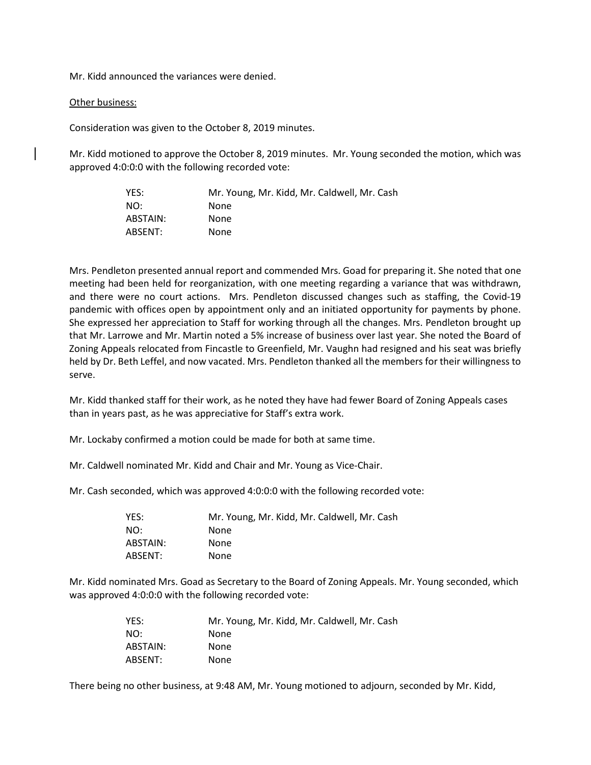Mr. Kidd announced the variances were denied.

Other business:

Consideration was given to the October 8, 2019 minutes.

Mr. Kidd motioned to approve the October 8, 2019 minutes. Mr. Young seconded the motion, which was approved 4:0:0:0 with the following recorded vote:

| | |
|---|---|
| YES: | Mr. Young, Mr. Kidd, Mr. Caldwell, Mr. Cash |
| NO: | None |
| ABSTAIN: | None |
| ABSENT: | None |

Mrs. Pendleton presented annual report and commended Mrs. Goad for preparing it. She noted that one meeting had been held for reorganization, with one meeting regarding a variance that was withdrawn, and there were no court actions. Mrs. Pendleton discussed changes such as staffing, the Covid-19 pandemic with offices open by appointment only and an initiated opportunity for payments by phone. She expressed her appreciation to Staff for working through all the changes. Mrs. Pendleton brought up that Mr. Larrowe and Mr. Martin noted a 5% increase of business over last year. She noted the Board of Zoning Appeals relocated from Fincastle to Greenfield, Mr. Vaughn had resigned and his seat was briefly held by Dr. Beth Leffel, and now vacated. Mrs. Pendleton thanked all the members for their willingness to serve.

Mr. Kidd thanked staff for their work, as he noted they have had fewer Board of Zoning Appeals cases than in years past, as he was appreciative for Staff's extra work.

Mr. Lockaby confirmed a motion could be made for both at same time.

Mr. Caldwell nominated Mr. Kidd and Chair and Mr. Young as Vice-Chair.

Mr. Cash seconded, which was approved 4:0:0:0 with the following recorded vote:

| | |
|---|---|
| YES: | Mr. Young, Mr. Kidd, Mr. Caldwell, Mr. Cash |
| NO: | None |
| ABSTAIN: | None |
| ABSENT: | None |

Mr. Kidd nominated Mrs. Goad as Secretary to the Board of Zoning Appeals. Mr. Young seconded, which was approved 4:0:0:0 with the following recorded vote:

| | |
|---|---|
| YES: | Mr. Young, Mr. Kidd, Mr. Caldwell, Mr. Cash |
| NO: | None |
| ABSTAIN: | None |
| ABSENT: | None |

There being no other business, at 9:48 AM, Mr. Young motioned to adjourn, seconded by Mr. Kidd,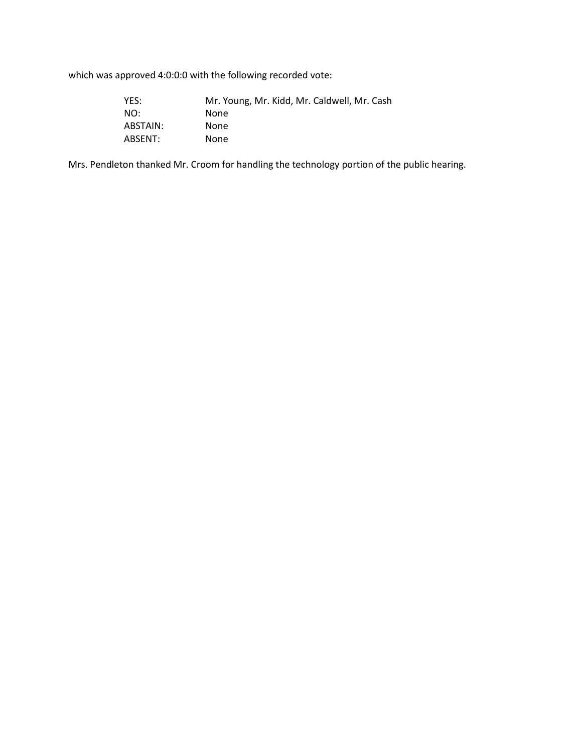which was approved 4:0:0:0 with the following recorded vote:

| | |
|---|---|
| YES: | Mr. Young, Mr. Kidd, Mr. Caldwell, Mr. Cash |
| NO: | None |
| ABSTAIN: | None |
| ABSENT: | None |

Mrs. Pendleton thanked Mr. Croom for handling the technology portion of the public hearing.